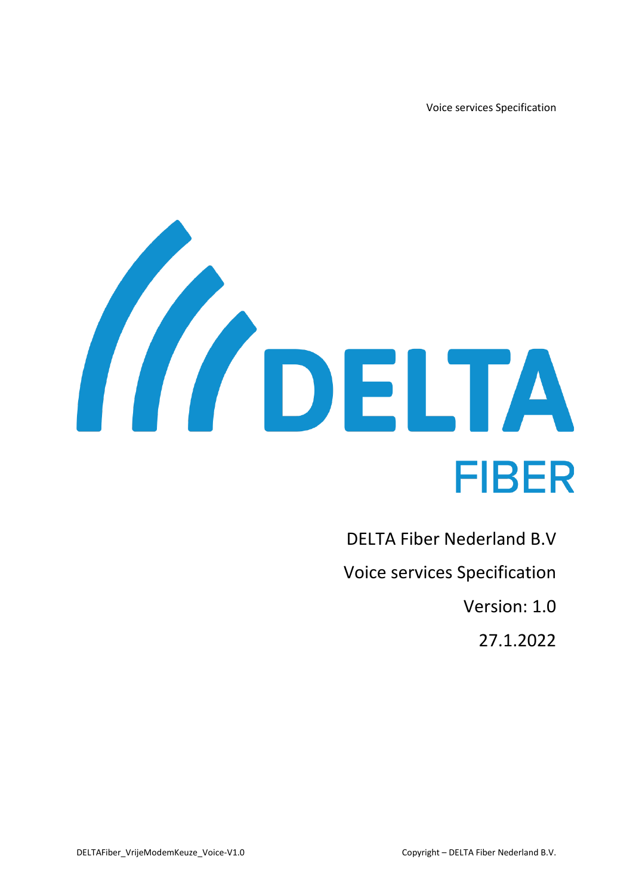# DELTA FIBER

DELTA Fiber Nederland B.V

Voice services Specification

Version: 1.0

27.1.2022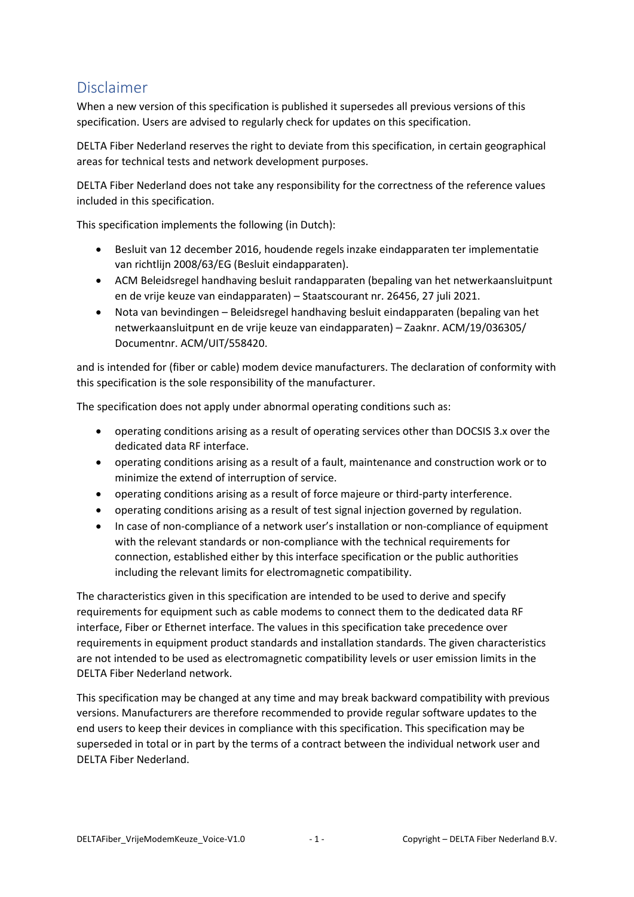# Disclaimer

When a new version of this specification is published it supersedes all previous versions of this specification. Users are advised to regularly check for updates on this specification.

DELTA Fiber Nederland reserves the right to deviate from this specification, in certain geographical areas for technical tests and network development purposes.

DELTA Fiber Nederland does not take any responsibility for the correctness of the reference values included in this specification.

This specification implements the following (in Dutch):

- Besluit van 12 december 2016, houdende regels inzake eindapparaten ter implementatie van richtlijn 2008/63/EG (Besluit eindapparaten).
- ACM Beleidsregel handhaving besluit randapparaten (bepaling van het netwerkaansluitpunt en de vrije keuze van eindapparaten) – Staatscourant nr. 26456, 27 juli 2021.
- Nota van bevindingen – Beleidsregel handhaving besluit eindapparaten (bepaling van het netwerkaansluitpunt en de vrije keuze van eindapparaten) – Zaaknr. ACM/19/036305/ Documentnr. ACM/UIT/558420.

and is intended for (fiber or cable) modem device manufacturers. The declaration of conformity with this specification is the sole responsibility of the manufacturer.

The specification does not apply under abnormal operating conditions such as:

- operating conditions arising as a result of operating services other than DOCSIS 3.x over the dedicated data RF interface.
- operating conditions arising as a result of a fault, maintenance and construction work or to minimize the extend of interruption of service.
- operating conditions arising as a result of force majeure or third-party interference.
- operating conditions arising as a result of test signal injection governed by regulation.
- In case of non-compliance of a network user's installation or non-compliance of equipment with the relevant standards or non-compliance with the technical requirements for connection, established either by this interface specification or the public authorities including the relevant limits for electromagnetic compatibility.

The characteristics given in this specification are intended to be used to derive and specify requirements for equipment such as cable modems to connect them to the dedicated data RF interface, Fiber or Ethernet interface. The values in this specification take precedence over requirements in equipment product standards and installation standards. The given characteristics are not intended to be used as electromagnetic compatibility levels or user emission limits in the DELTA Fiber Nederland network.

This specification may be changed at any time and may break backward compatibility with previous versions. Manufacturers are therefore recommended to provide regular software updates to the end users to keep their devices in compliance with this specification. This specification may be superseded in total or in part by the terms of a contract between the individual network user and DELTA Fiber Nederland.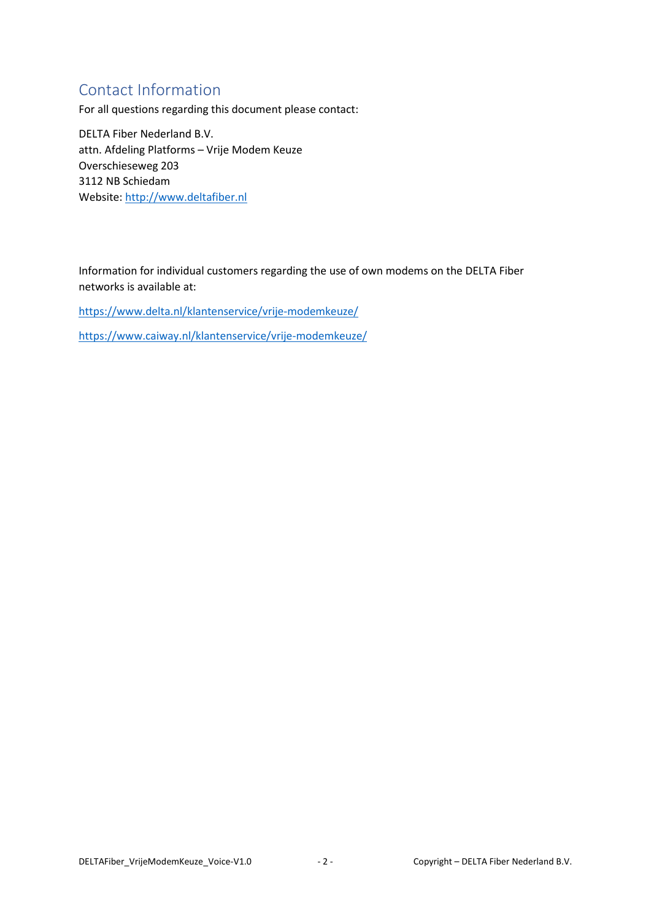## Contact Information

For all questions regarding this document please contact:

DELTA Fiber Nederland B.V.
attn. Afdeling Platforms – Vrije Modem Keuze
Overschieseweg 203
3112 NB Schiedam
Website: [http://www.deltafiber.nl](http://www.deltafiber.nl)

Information for individual customers regarding the use of own modems on the DELTA Fiber networks is available at:

[https://www.delta.nl/klantenservice/vrije-modemkeuze/](https://www.delta.nl/klantenservice/vrije-modemkeuze/)

[https://www.caiway.nl/klantenservice/vrije-modemkeuze/](https://www.caiway.nl/klantenservice/vrije-modemkeuze/)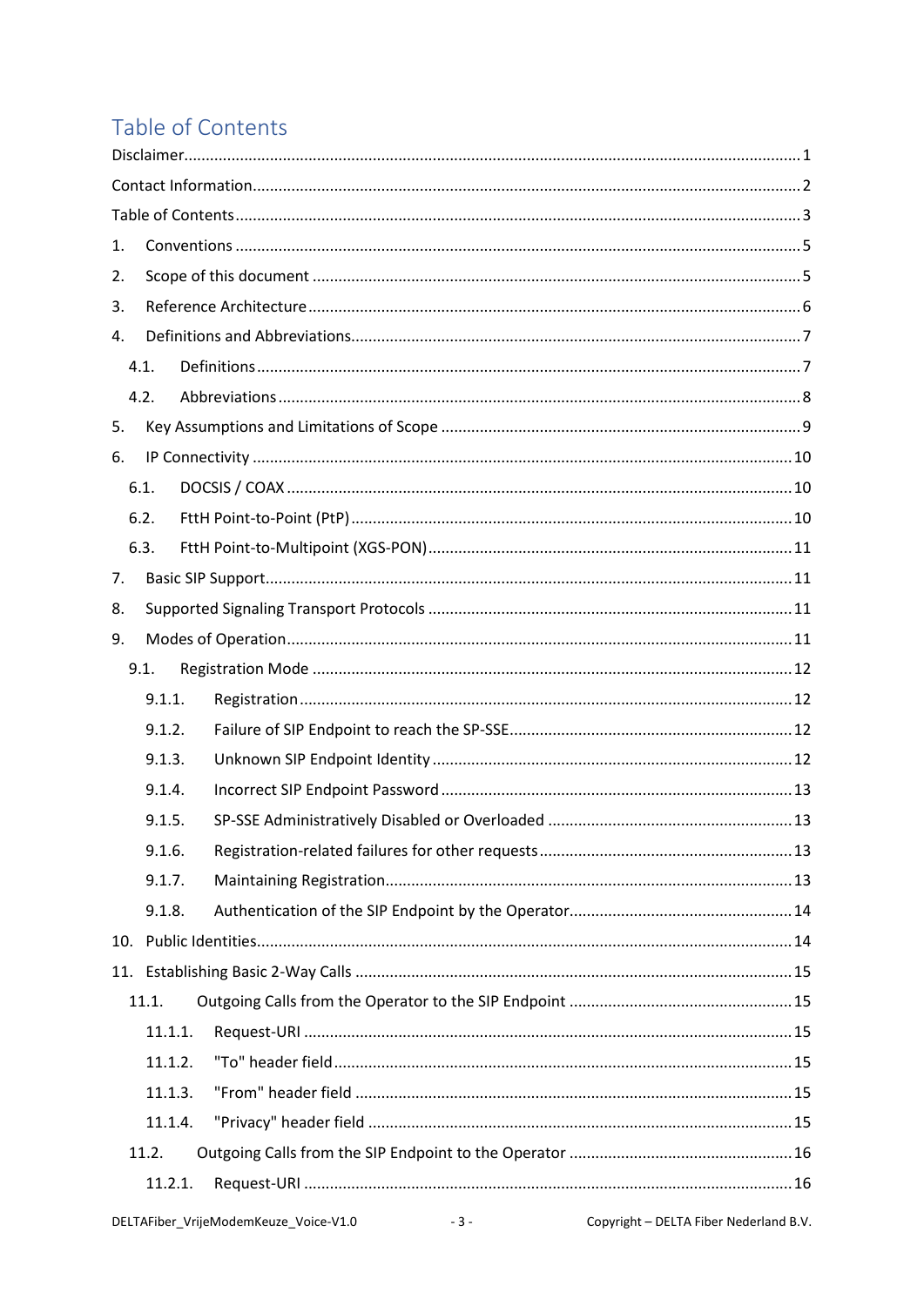# Table of Contents

Disclaimer ..... 1

Contact Information ..... 2

Table of Contents ..... 3

1. Conventions ..... 5
2. Scope of this document ..... 5
3. Reference Architecture ..... 6
4. Definitions and Abbreviations ..... 7
   - 4.1. Definitions ..... 7
   - 4.2. Abbreviations ..... 8
5. Key Assumptions and Limitations of Scope ..... 9
6. IP Connectivity ..... 10
   - 6.1. DOCSIS / COAX ..... 10
   - 6.2. FttH Point-to-Point (PtP) ..... 10
   - 6.3. FttH Point-to-Multipoint (XGS-PON) ..... 11
7. Basic SIP Support ..... 11
8. Supported Signaling Transport Protocols ..... 11
9. Modes of Operation ..... 11
   - 9.1. Registration Mode ..... 12
     - 9.1.1. Registration ..... 12
     - 9.1.2. Failure of SIP Endpoint to reach the SP-SSE ..... 12
     - 9.1.3. Unknown SIP Endpoint Identity ..... 12
     - 9.1.4. Incorrect SIP Endpoint Password ..... 13
     - 9.1.5. SP-SSE Administratively Disabled or Overloaded ..... 13
     - 9.1.6. Registration-related failures for other requests ..... 13
     - 9.1.7. Maintaining Registration ..... 13
     - 9.1.8. Authentication of the SIP Endpoint by the Operator ..... 14
10. Public Identities ..... 14
11. Establishing Basic 2-Way Calls ..... 15
    - 11.1. Outgoing Calls from the Operator to the SIP Endpoint ..... 15
      - 11.1.1. Request-URI ..... 15
      - 11.1.2. "To" header field ..... 15
      - 11.1.3. "From" header field ..... 15
      - 11.1.4. "Privacy" header field ..... 15
    - 11.2. Outgoing Calls from the SIP Endpoint to the Operator ..... 16
      - 11.2.1. Request-URI ..... 16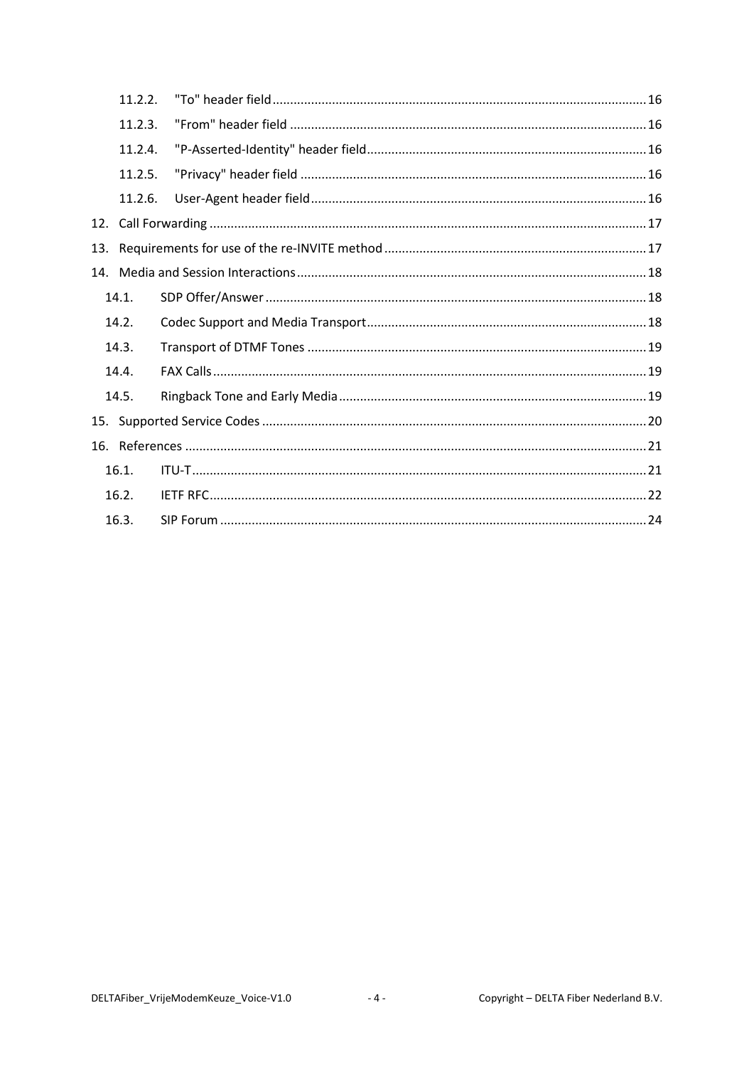11.2.2. "To" header field ........ 16

11.2.3. "From" header field ........ 16

11.2.4. "P-Asserted-Identity" header field ........ 16

11.2.5. "Privacy" header field ........ 16

11.2.6. User-Agent header field ........ 16

12. Call Forwarding ........ 17

13. Requirements for use of the re-INVITE method ........ 17

14. Media and Session Interactions ........ 18

14.1. SDP Offer/Answer ........ 18

14.2. Codec Support and Media Transport ........ 18

14.3. Transport of DTMF Tones ........ 19

14.4. FAX Calls ........ 19

14.5. Ringback Tone and Early Media ........ 19

15. Supported Service Codes ........ 20

16. References ........ 21

16.1. ITU-T ........ 21

16.2. IETF RFC ........ 22

16.3. SIP Forum ........ 24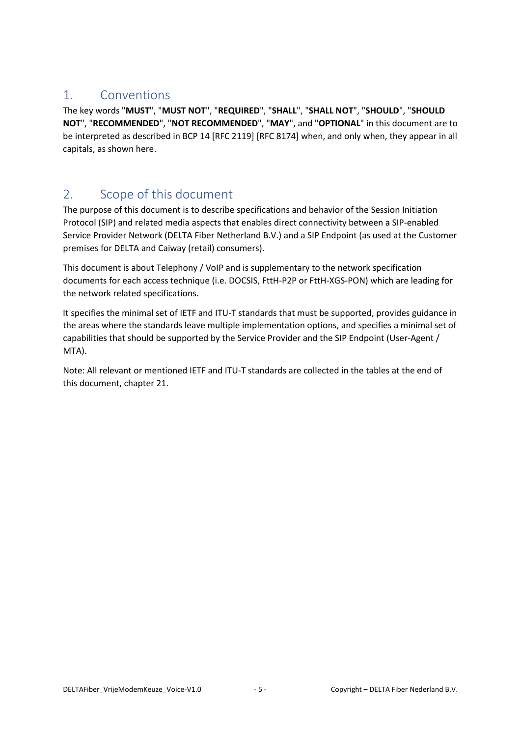# 1. Conventions

The key words "**MUST**", "**MUST NOT**", "**REQUIRED**", "**SHALL**", "**SHALL NOT**", "**SHOULD**", "**SHOULD NOT**", "**RECOMMENDED**", "**NOT RECOMMENDED**", "**MAY**", and "**OPTIONAL**" in this document are to be interpreted as described in BCP 14 [RFC 2119] [RFC 8174] when, and only when, they appear in all capitals, as shown here.

# 2. Scope of this document

The purpose of this document is to describe specifications and behavior of the Session Initiation Protocol (SIP) and related media aspects that enables direct connectivity between a SIP-enabled Service Provider Network (DELTA Fiber Netherland B.V.) and a SIP Endpoint (as used at the Customer premises for DELTA and Caiway (retail) consumers).

This document is about Telephony / VoIP and is supplementary to the network specification documents for each access technique (i.e. DOCSIS, FttH-P2P or FttH-XGS-PON) which are leading for the network related specifications.

It specifies the minimal set of IETF and ITU-T standards that must be supported, provides guidance in the areas where the standards leave multiple implementation options, and specifies a minimal set of capabilities that should be supported by the Service Provider and the SIP Endpoint (User-Agent / MTA).

Note: All relevant or mentioned IETF and ITU-T standards are collected in the tables at the end of this document, chapter 21.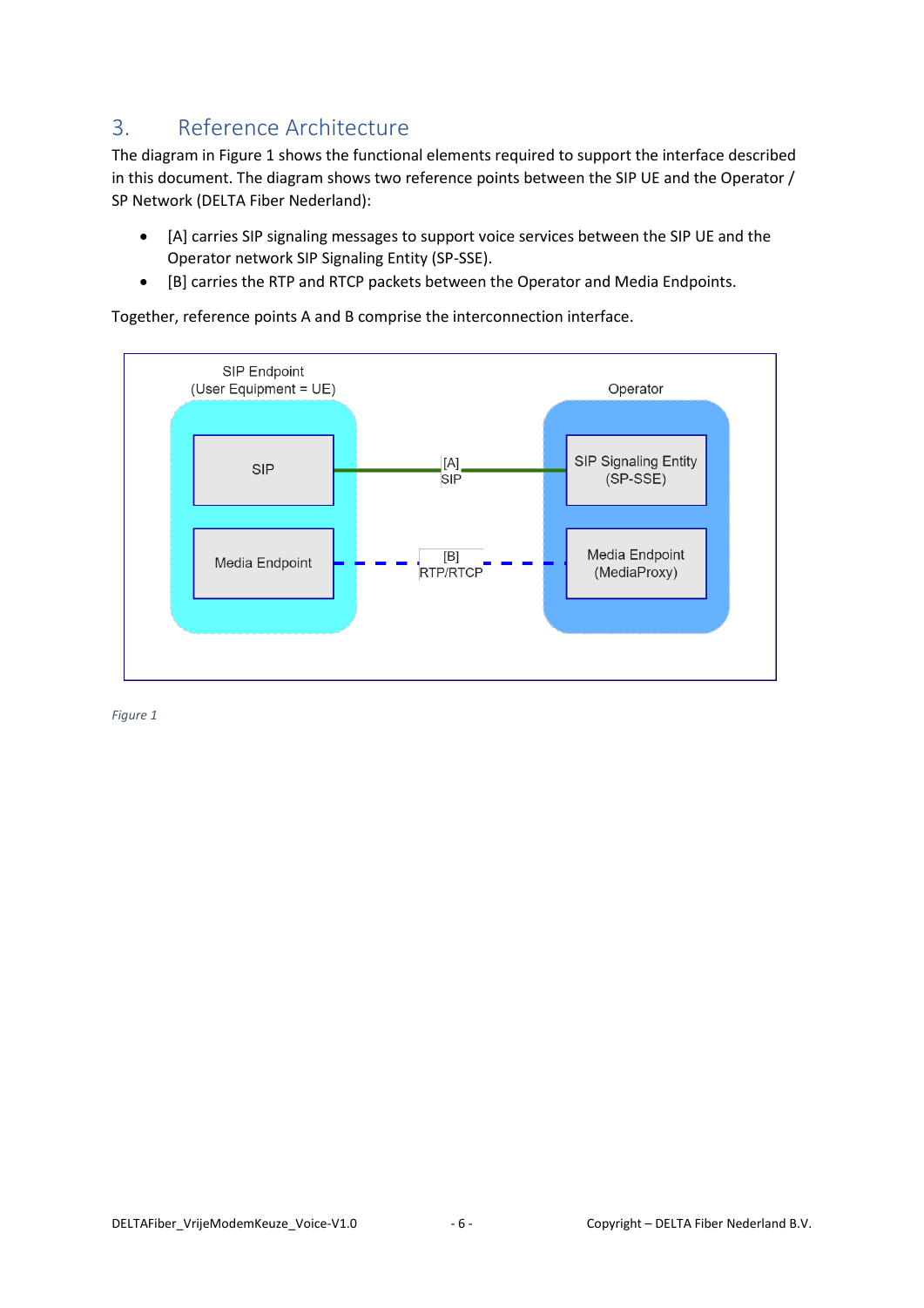# 3. Reference Architecture

The diagram in Figure 1 shows the functional elements required to support the interface described in this document. The diagram shows two reference points between the SIP UE and the Operator / SP Network (DELTA Fiber Nederland):

- [A] carries SIP signaling messages to support voice services between the SIP UE and the Operator network SIP Signaling Entity (SP-SSE).
- [B] carries the RTP and RTCP packets between the Operator and Media Endpoints.

Together, reference points A and B comprise the interconnection interface.

*Figure 1*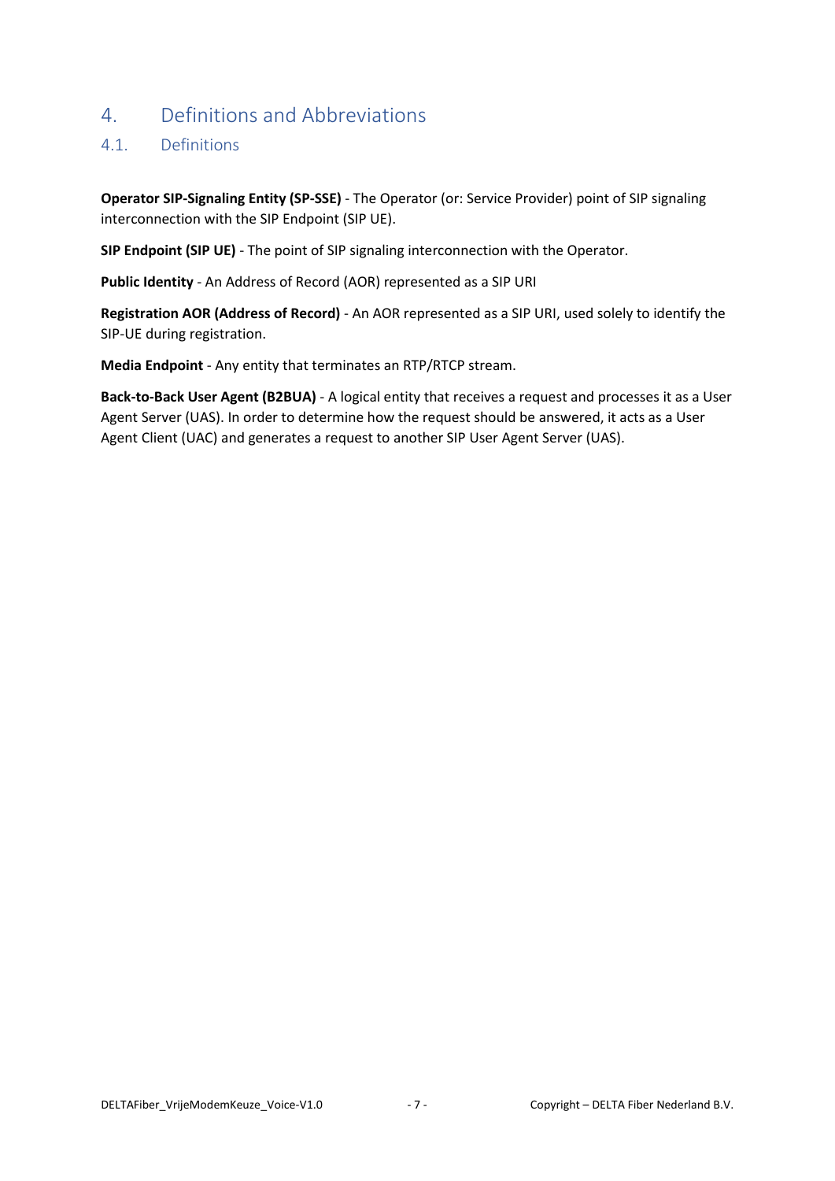# 4. Definitions and Abbreviations

## 4.1. Definitions

**Operator SIP-Signaling Entity (SP-SSE)** - The Operator (or: Service Provider) point of SIP signaling interconnection with the SIP Endpoint (SIP UE).

**SIP Endpoint (SIP UE)** - The point of SIP signaling interconnection with the Operator.

**Public Identity** - An Address of Record (AOR) represented as a SIP URI

**Registration AOR (Address of Record)** - An AOR represented as a SIP URI, used solely to identify the SIP-UE during registration.

**Media Endpoint** - Any entity that terminates an RTP/RTCP stream.

**Back-to-Back User Agent (B2BUA)** - A logical entity that receives a request and processes it as a User Agent Server (UAS). In order to determine how the request should be answered, it acts as a User Agent Client (UAC) and generates a request to another SIP User Agent Server (UAS).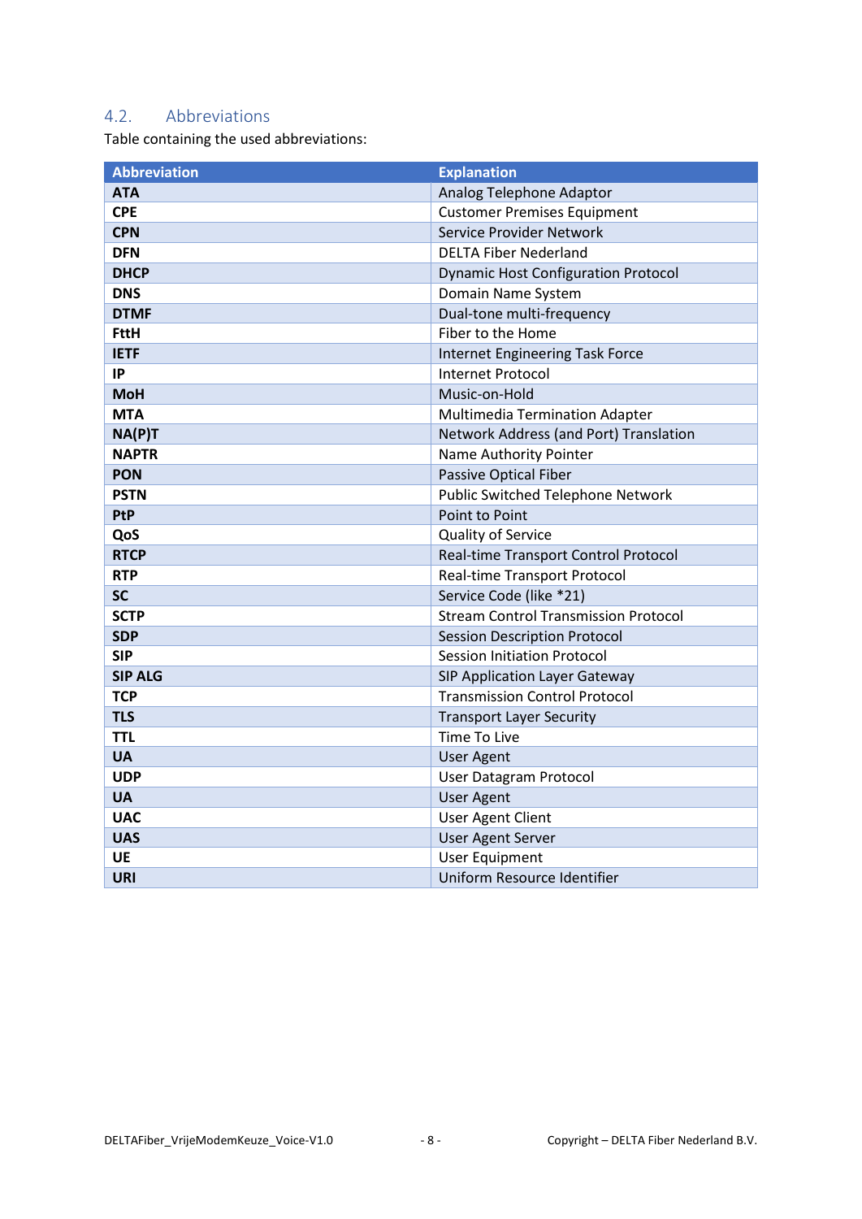## 4.2. Abbreviations

Table containing the used abbreviations:

| Abbreviation | Explanation |
|---|---|
| **ATA** | Analog Telephone Adaptor |
| **CPE** | Customer Premises Equipment |
| **CPN** | Service Provider Network |
| **DFN** | DELTA Fiber Nederland |
| **DHCP** | Dynamic Host Configuration Protocol |
| **DNS** | Domain Name System |
| **DTMF** | Dual-tone multi-frequency |
| **FttH** | Fiber to the Home |
| **IETF** | Internet Engineering Task Force |
| **IP** | Internet Protocol |
| **MoH** | Music-on-Hold |
| **MTA** | Multimedia Termination Adapter |
| **NA(P)T** | Network Address (and Port) Translation |
| **NAPTR** | Name Authority Pointer |
| **PON** | Passive Optical Fiber |
| **PSTN** | Public Switched Telephone Network |
| **PtP** | Point to Point |
| **QoS** | Quality of Service |
| **RTCP** | Real-time Transport Control Protocol |
| **RTP** | Real-time Transport Protocol |
| **SC** | Service Code (like *21) |
| **SCTP** | Stream Control Transmission Protocol |
| **SDP** | Session Description Protocol |
| **SIP** | Session Initiation Protocol |
| **SIP ALG** | SIP Application Layer Gateway |
| **TCP** | Transmission Control Protocol |
| **TLS** | Transport Layer Security |
| **TTL** | Time To Live |
| **UA** | User Agent |
| **UDP** | User Datagram Protocol |
| **UA** | User Agent |
| **UAC** | User Agent Client |
| **UAS** | User Agent Server |
| **UE** | User Equipment |
| **URI** | Uniform Resource Identifier |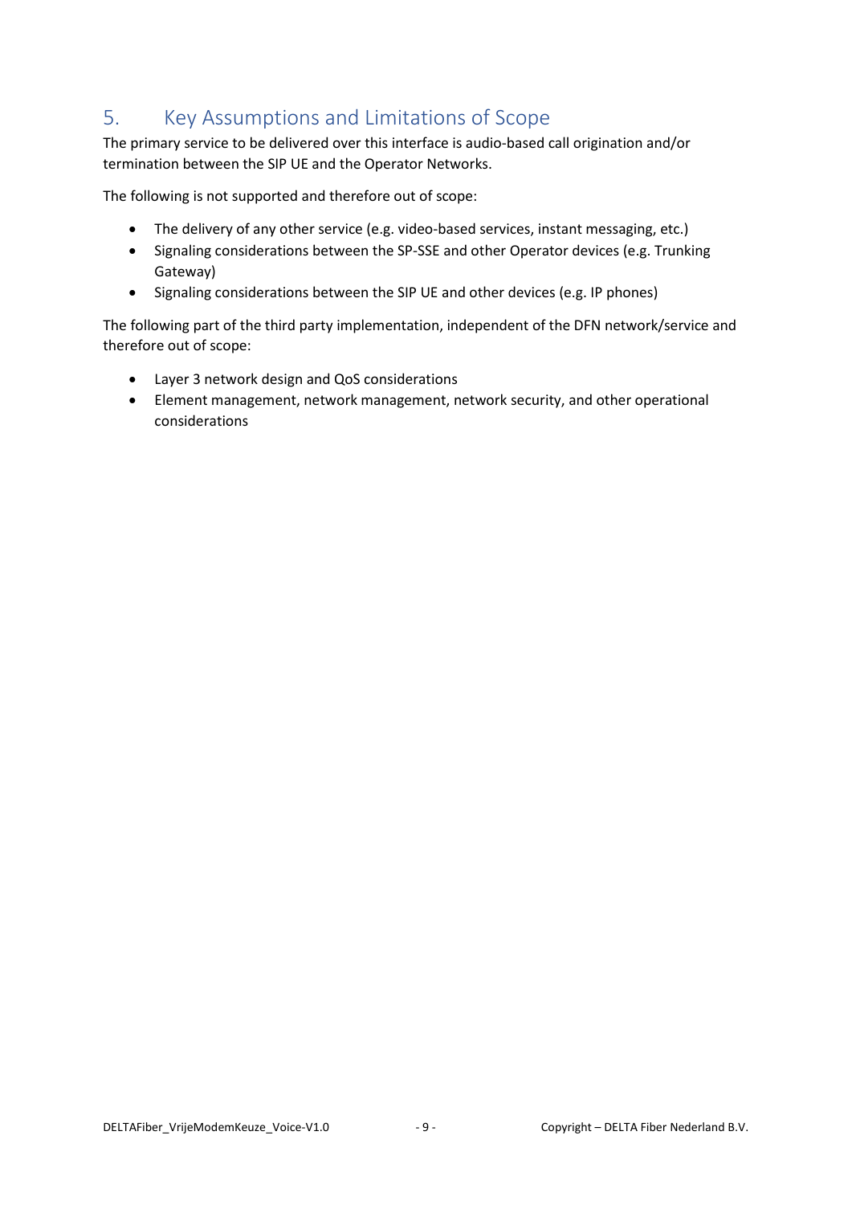## 5. Key Assumptions and Limitations of Scope

The primary service to be delivered over this interface is audio-based call origination and/or termination between the SIP UE and the Operator Networks.

The following is not supported and therefore out of scope:

- The delivery of any other service (e.g. video-based services, instant messaging, etc.)
- Signaling considerations between the SP-SSE and other Operator devices (e.g. Trunking Gateway)
- Signaling considerations between the SIP UE and other devices (e.g. IP phones)

The following part of the third party implementation, independent of the DFN network/service and therefore out of scope:

- Layer 3 network design and QoS considerations
- Element management, network management, network security, and other operational considerations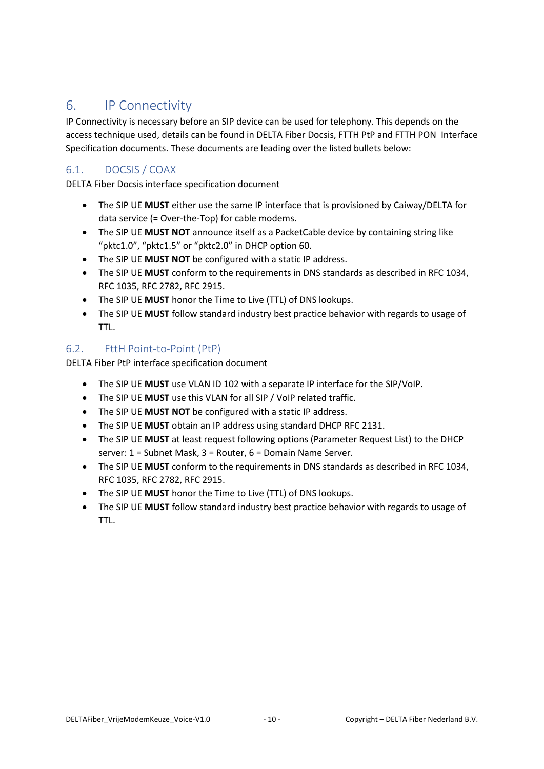# 6. IP Connectivity

IP Connectivity is necessary before an SIP device can be used for telephony. This depends on the access technique used, details can be found in DELTA Fiber Docsis, FTTH PtP and FTTH PON Interface Specification documents. These documents are leading over the listed bullets below:

## 6.1. DOCSIS / COAX

DELTA Fiber Docsis interface specification document

- The SIP UE **MUST** either use the same IP interface that is provisioned by Caiway/DELTA for data service (= Over-the-Top) for cable modems.
- The SIP UE **MUST NOT** announce itself as a PacketCable device by containing string like “pktc1.0”, “pktc1.5” or “pktc2.0” in DHCP option 60.
- The SIP UE **MUST NOT** be configured with a static IP address.
- The SIP UE **MUST** conform to the requirements in DNS standards as described in RFC 1034, RFC 1035, RFC 2782, RFC 2915.
- The SIP UE **MUST** honor the Time to Live (TTL) of DNS lookups.
- The SIP UE **MUST** follow standard industry best practice behavior with regards to usage of TTL.

## 6.2. FttH Point-to-Point (PtP)

DELTA Fiber PtP interface specification document

- The SIP UE **MUST** use VLAN ID 102 with a separate IP interface for the SIP/VoIP.
- The SIP UE **MUST** use this VLAN for all SIP / VoIP related traffic.
- The SIP UE **MUST NOT** be configured with a static IP address.
- The SIP UE **MUST** obtain an IP address using standard DHCP RFC 2131.
- The SIP UE **MUST** at least request following options (Parameter Request List) to the DHCP server: 1 = Subnet Mask, 3 = Router, 6 = Domain Name Server.
- The SIP UE **MUST** conform to the requirements in DNS standards as described in RFC 1034, RFC 1035, RFC 2782, RFC 2915.
- The SIP UE **MUST** honor the Time to Live (TTL) of DNS lookups.
- The SIP UE **MUST** follow standard industry best practice behavior with regards to usage of TTL.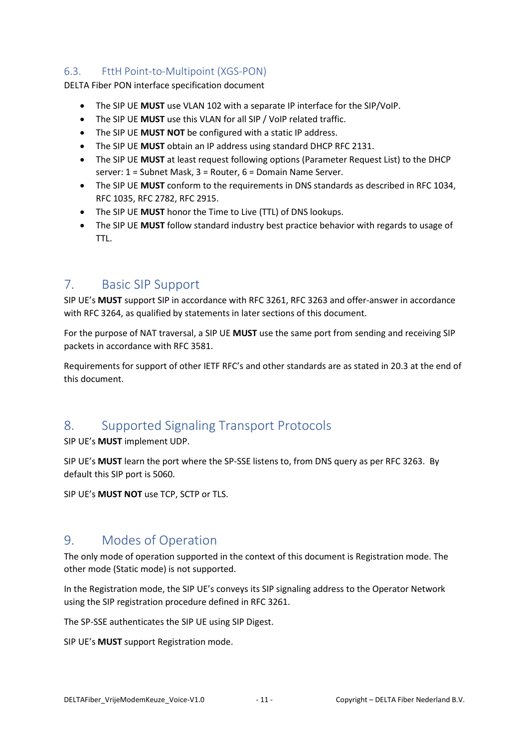### 6.3. FttH Point-to-Multipoint (XGS-PON)

DELTA Fiber PON interface specification document

- The SIP UE **MUST** use VLAN 102 with a separate IP interface for the SIP/VoIP.
- The SIP UE **MUST** use this VLAN for all SIP / VoIP related traffic.
- The SIP UE **MUST NOT** be configured with a static IP address.
- The SIP UE **MUST** obtain an IP address using standard DHCP RFC 2131.
- The SIP UE **MUST** at least request following options (Parameter Request List) to the DHCP server: 1 = Subnet Mask, 3 = Router, 6 = Domain Name Server.
- The SIP UE **MUST** conform to the requirements in DNS standards as described in RFC 1034, RFC 1035, RFC 2782, RFC 2915.
- The SIP UE **MUST** honor the Time to Live (TTL) of DNS lookups.
- The SIP UE **MUST** follow standard industry best practice behavior with regards to usage of TTL.

## 7. Basic SIP Support

SIP UE's **MUST** support SIP in accordance with RFC 3261, RFC 3263 and offer-answer in accordance with RFC 3264, as qualified by statements in later sections of this document.

For the purpose of NAT traversal, a SIP UE **MUST** use the same port from sending and receiving SIP packets in accordance with RFC 3581.

Requirements for support of other IETF RFC's and other standards are as stated in 20.3 at the end of this document.

## 8. Supported Signaling Transport Protocols

SIP UE's **MUST** implement UDP.

SIP UE's **MUST** learn the port where the SP-SSE listens to, from DNS query as per RFC 3263. By default this SIP port is 5060.

SIP UE's **MUST NOT** use TCP, SCTP or TLS.

## 9. Modes of Operation

The only mode of operation supported in the context of this document is Registration mode. The other mode (Static mode) is not supported.

In the Registration mode, the SIP UE's conveys its SIP signaling address to the Operator Network using the SIP registration procedure defined in RFC 3261.

The SP-SSE authenticates the SIP UE using SIP Digest.

SIP UE's **MUST** support Registration mode.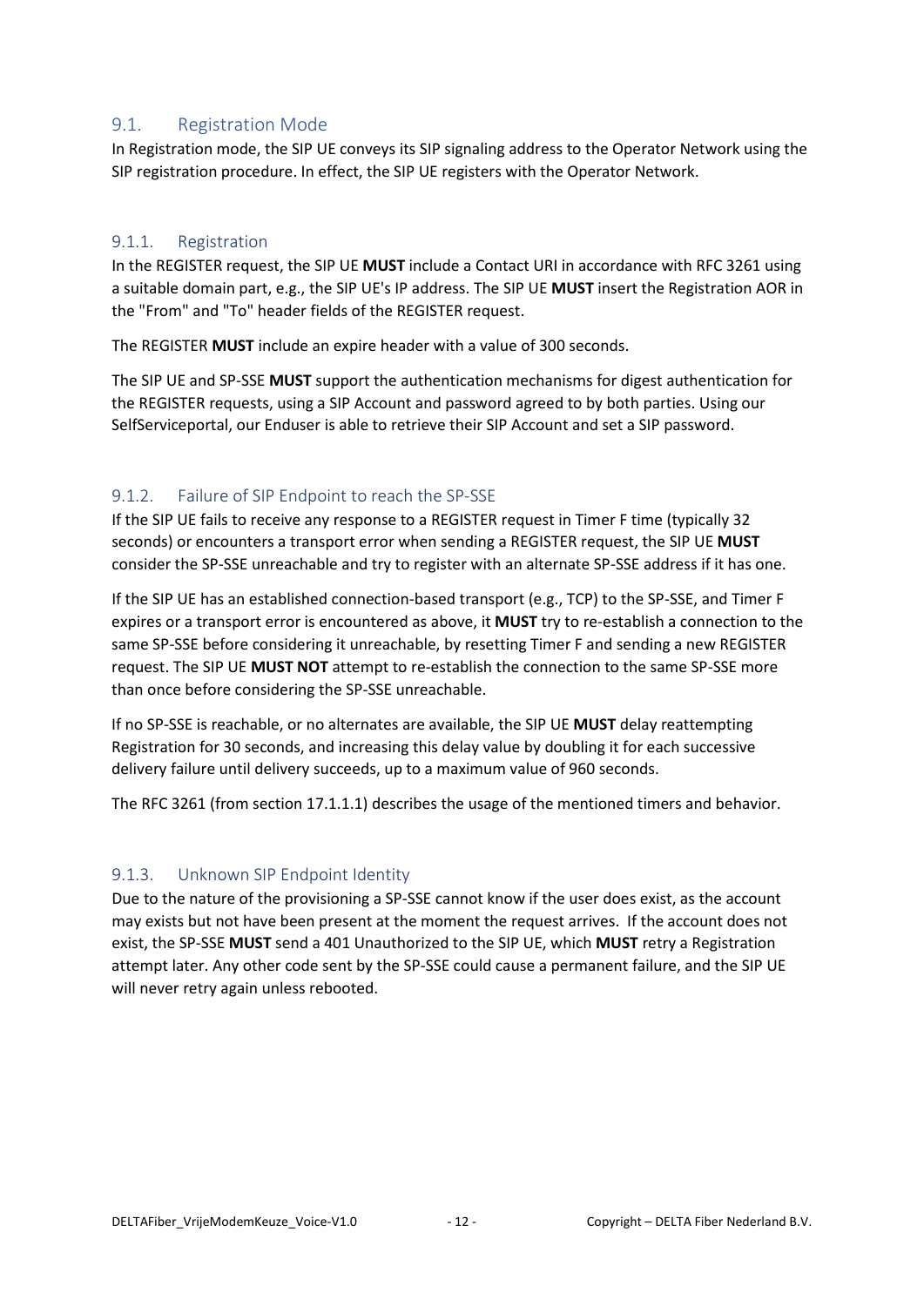## 9.1. Registration Mode

In Registration mode, the SIP UE conveys its SIP signaling address to the Operator Network using the SIP registration procedure. In effect, the SIP UE registers with the Operator Network.

### 9.1.1. Registration

In the REGISTER request, the SIP UE **MUST** include a Contact URI in accordance with RFC 3261 using a suitable domain part, e.g., the SIP UE's IP address. The SIP UE **MUST** insert the Registration AOR in the "From" and "To" header fields of the REGISTER request.

The REGISTER **MUST** include an expire header with a value of 300 seconds.

The SIP UE and SP-SSE **MUST** support the authentication mechanisms for digest authentication for the REGISTER requests, using a SIP Account and password agreed to by both parties. Using our SelfServiceportal, our Enduser is able to retrieve their SIP Account and set a SIP password.

### 9.1.2. Failure of SIP Endpoint to reach the SP-SSE

If the SIP UE fails to receive any response to a REGISTER request in Timer F time (typically 32 seconds) or encounters a transport error when sending a REGISTER request, the SIP UE **MUST** consider the SP-SSE unreachable and try to register with an alternate SP-SSE address if it has one.

If the SIP UE has an established connection-based transport (e.g., TCP) to the SP-SSE, and Timer F expires or a transport error is encountered as above, it **MUST** try to re-establish a connection to the same SP-SSE before considering it unreachable, by resetting Timer F and sending a new REGISTER request. The SIP UE **MUST NOT** attempt to re-establish the connection to the same SP-SSE more than once before considering the SP-SSE unreachable.

If no SP-SSE is reachable, or no alternates are available, the SIP UE **MUST** delay reattempting Registration for 30 seconds, and increasing this delay value by doubling it for each successive delivery failure until delivery succeeds, up to a maximum value of 960 seconds.

The RFC 3261 (from section 17.1.1.1) describes the usage of the mentioned timers and behavior.

### 9.1.3. Unknown SIP Endpoint Identity

Due to the nature of the provisioning a SP-SSE cannot know if the user does exist, as the account may exists but not have been present at the moment the request arrives. If the account does not exist, the SP-SSE **MUST** send a 401 Unauthorized to the SIP UE, which **MUST** retry a Registration attempt later. Any other code sent by the SP-SSE could cause a permanent failure, and the SIP UE will never retry again unless rebooted.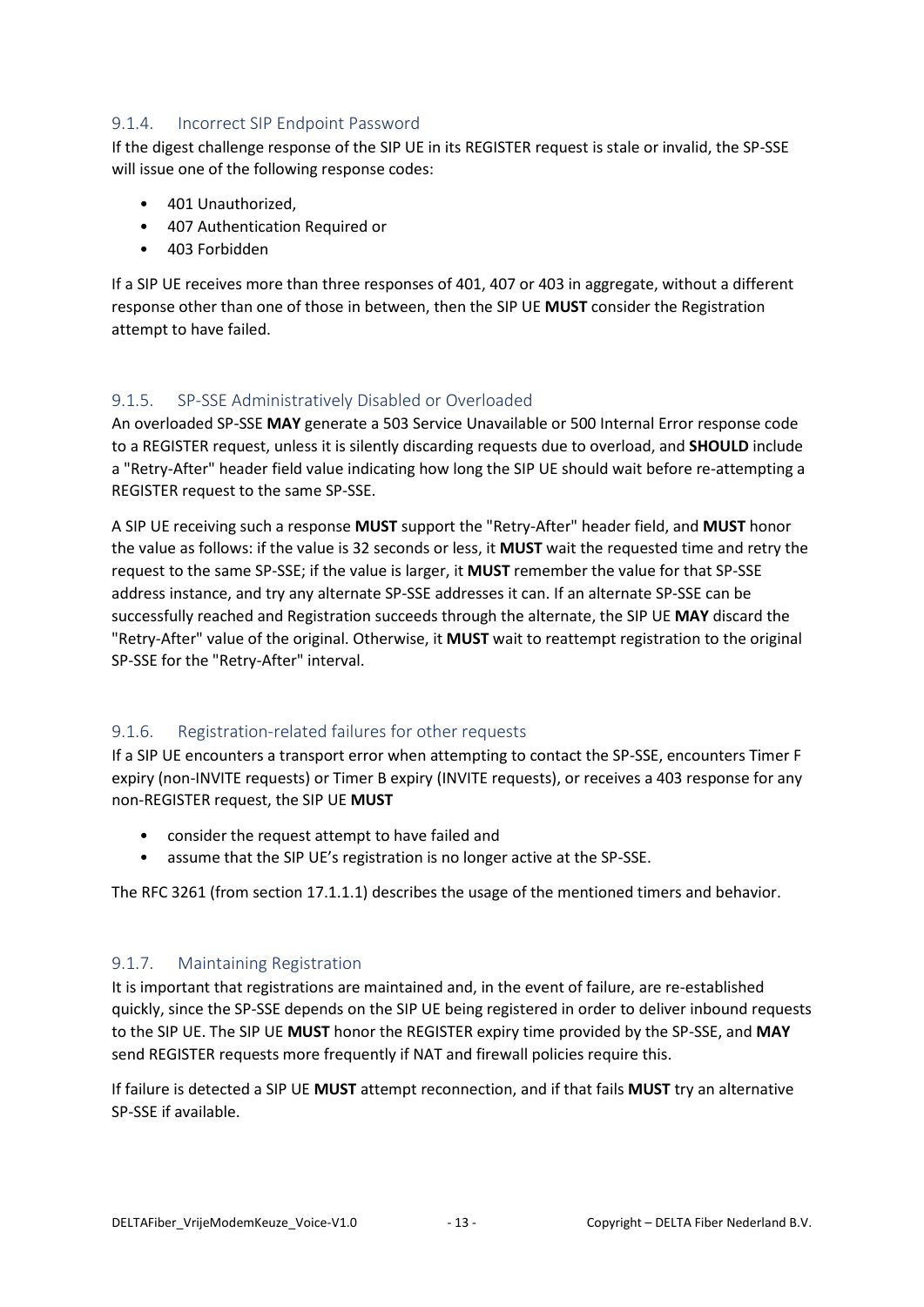### 9.1.4. Incorrect SIP Endpoint Password

If the digest challenge response of the SIP UE in its REGISTER request is stale or invalid, the SP-SSE will issue one of the following response codes:

- 401 Unauthorized,
- 407 Authentication Required or
- 403 Forbidden

If a SIP UE receives more than three responses of 401, 407 or 403 in aggregate, without a different response other than one of those in between, then the SIP UE **MUST** consider the Registration attempt to have failed.

### 9.1.5. SP-SSE Administratively Disabled or Overloaded

An overloaded SP-SSE **MAY** generate a 503 Service Unavailable or 500 Internal Error response code to a REGISTER request, unless it is silently discarding requests due to overload, and **SHOULD** include a "Retry-After" header field value indicating how long the SIP UE should wait before re-attempting a REGISTER request to the same SP-SSE.

A SIP UE receiving such a response **MUST** support the "Retry-After" header field, and **MUST** honor the value as follows: if the value is 32 seconds or less, it **MUST** wait the requested time and retry the request to the same SP-SSE; if the value is larger, it **MUST** remember the value for that SP-SSE address instance, and try any alternate SP-SSE addresses it can. If an alternate SP-SSE can be successfully reached and Registration succeeds through the alternate, the SIP UE **MAY** discard the "Retry-After" value of the original. Otherwise, it **MUST** wait to reattempt registration to the original SP-SSE for the "Retry-After" interval.

### 9.1.6. Registration-related failures for other requests

If a SIP UE encounters a transport error when attempting to contact the SP-SSE, encounters Timer F expiry (non-INVITE requests) or Timer B expiry (INVITE requests), or receives a 403 response for any non-REGISTER request, the SIP UE **MUST**

- consider the request attempt to have failed and
- assume that the SIP UE's registration is no longer active at the SP-SSE.

The RFC 3261 (from section 17.1.1.1) describes the usage of the mentioned timers and behavior.

### 9.1.7. Maintaining Registration

It is important that registrations are maintained and, in the event of failure, are re-established quickly, since the SP-SSE depends on the SIP UE being registered in order to deliver inbound requests to the SIP UE. The SIP UE **MUST** honor the REGISTER expiry time provided by the SP-SSE, and **MAY** send REGISTER requests more frequently if NAT and firewall policies require this.

If failure is detected a SIP UE **MUST** attempt reconnection, and if that fails **MUST** try an alternative SP-SSE if available.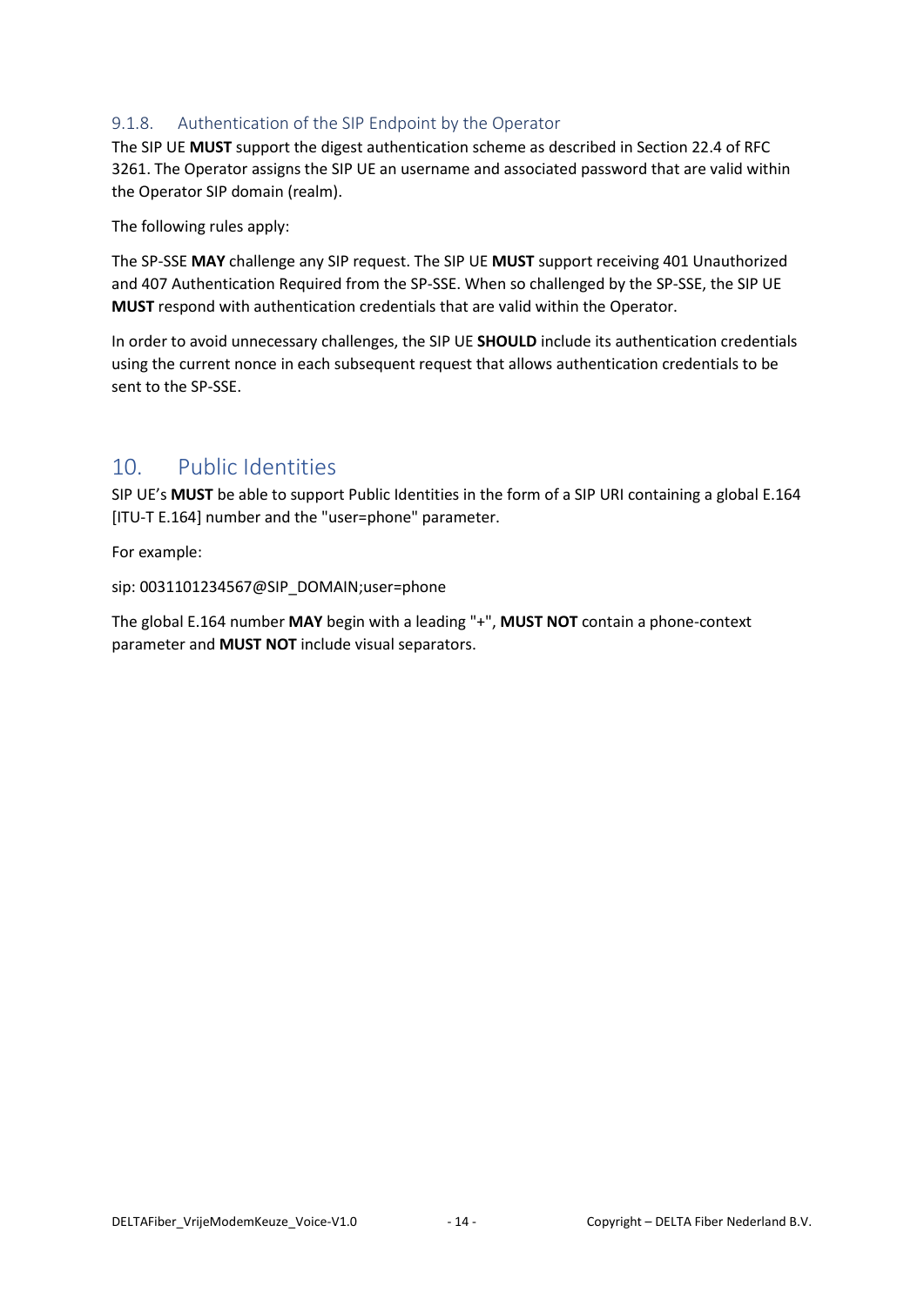### 9.1.8. Authentication of the SIP Endpoint by the Operator

The SIP UE **MUST** support the digest authentication scheme as described in Section 22.4 of RFC 3261. The Operator assigns the SIP UE an username and associated password that are valid within the Operator SIP domain (realm).

The following rules apply:

The SP-SSE **MAY** challenge any SIP request. The SIP UE **MUST** support receiving 401 Unauthorized and 407 Authentication Required from the SP-SSE. When so challenged by the SP-SSE, the SIP UE **MUST** respond with authentication credentials that are valid within the Operator.

In order to avoid unnecessary challenges, the SIP UE **SHOULD** include its authentication credentials using the current nonce in each subsequent request that allows authentication credentials to be sent to the SP-SSE.

# 10. Public Identities

SIP UE's **MUST** be able to support Public Identities in the form of a SIP URI containing a global E.164 [ITU-T E.164] number and the "user=phone" parameter.

For example:

sip: 0031101234567@SIP_DOMAIN;user=phone

The global E.164 number **MAY** begin with a leading "+", **MUST NOT** contain a phone-context parameter and **MUST NOT** include visual separators.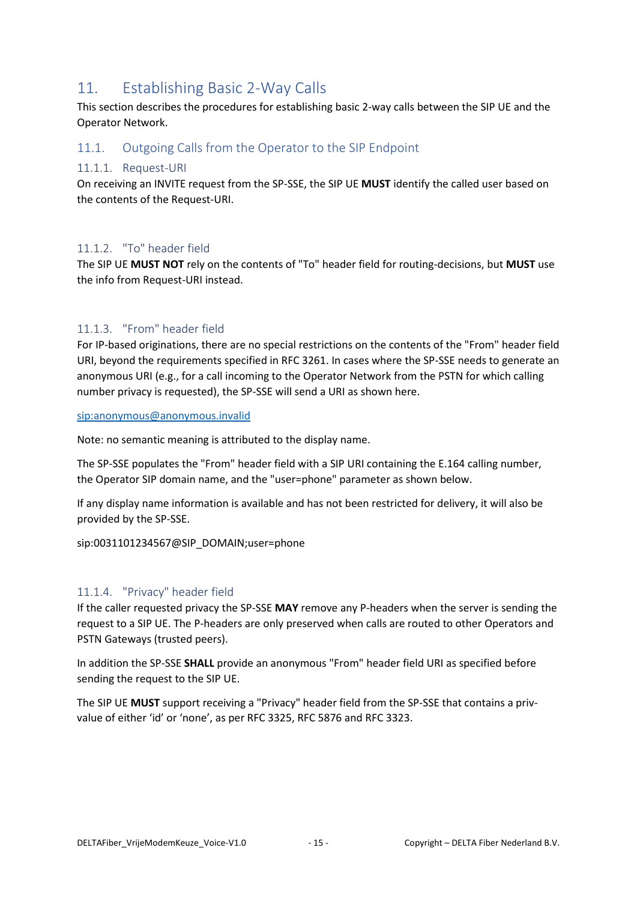# 11. Establishing Basic 2-Way Calls

This section describes the procedures for establishing basic 2-way calls between the SIP UE and the Operator Network.

## 11.1. Outgoing Calls from the Operator to the SIP Endpoint

### 11.1.1. Request-URI

On receiving an INVITE request from the SP-SSE, the SIP UE **MUST** identify the called user based on the contents of the Request-URI.

### 11.1.2. "To" header field

The SIP UE **MUST NOT** rely on the contents of "To" header field for routing-decisions, but **MUST** use the info from Request-URI instead.

### 11.1.3. "From" header field

For IP-based originations, there are no special restrictions on the contents of the "From" header field URI, beyond the requirements specified in RFC 3261. In cases where the SP-SSE needs to generate an anonymous URI (e.g., for a call incoming to the Operator Network from the PSTN for which calling number privacy is requested), the SP-SSE will send a URI as shown here.

sip:anonymous@anonymous.invalid

Note: no semantic meaning is attributed to the display name.

The SP-SSE populates the "From" header field with a SIP URI containing the E.164 calling number, the Operator SIP domain name, and the "user=phone" parameter as shown below.

If any display name information is available and has not been restricted for delivery, it will also be provided by the SP-SSE.

sip:0031101234567@SIP_DOMAIN;user=phone

### 11.1.4. "Privacy" header field

If the caller requested privacy the SP-SSE **MAY** remove any P-headers when the server is sending the request to a SIP UE. The P-headers are only preserved when calls are routed to other Operators and PSTN Gateways (trusted peers).

In addition the SP-SSE **SHALL** provide an anonymous "From" header field URI as specified before sending the request to the SIP UE.

The SIP UE **MUST** support receiving a "Privacy" header field from the SP-SSE that contains a priv-value of either 'id' or 'none', as per RFC 3325, RFC 5876 and RFC 3323.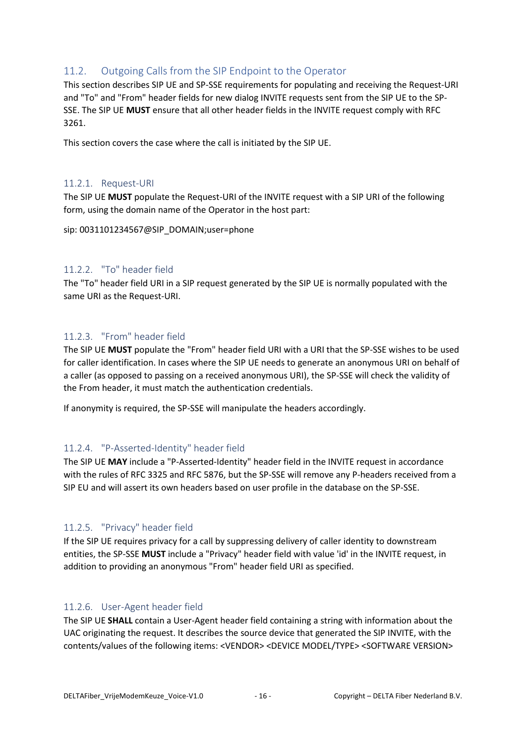## 11.2. Outgoing Calls from the SIP Endpoint to the Operator

This section describes SIP UE and SP-SSE requirements for populating and receiving the Request-URI and "To" and "From" header fields for new dialog INVITE requests sent from the SIP UE to the SP-SSE. The SIP UE **MUST** ensure that all other header fields in the INVITE request comply with RFC 3261.

This section covers the case where the call is initiated by the SIP UE.

### 11.2.1. Request-URI

The SIP UE **MUST** populate the Request-URI of the INVITE request with a SIP URI of the following form, using the domain name of the Operator in the host part:

sip: 0031101234567@SIP_DOMAIN;user=phone

### 11.2.2. "To" header field

The "To" header field URI in a SIP request generated by the SIP UE is normally populated with the same URI as the Request-URI.

### 11.2.3. "From" header field

The SIP UE **MUST** populate the "From" header field URI with a URI that the SP-SSE wishes to be used for caller identification. In cases where the SIP UE needs to generate an anonymous URI on behalf of a caller (as opposed to passing on a received anonymous URI), the SP-SSE will check the validity of the From header, it must match the authentication credentials.

If anonymity is required, the SP-SSE will manipulate the headers accordingly.

### 11.2.4. "P-Asserted-Identity" header field

The SIP UE **MAY** include a "P-Asserted-Identity" header field in the INVITE request in accordance with the rules of RFC 3325 and RFC 5876, but the SP-SSE will remove any P-headers received from a SIP EU and will assert its own headers based on user profile in the database on the SP-SSE.

### 11.2.5. "Privacy" header field

If the SIP UE requires privacy for a call by suppressing delivery of caller identity to downstream entities, the SP-SSE **MUST** include a "Privacy" header field with value 'id' in the INVITE request, in addition to providing an anonymous "From" header field URI as specified.

### 11.2.6. User-Agent header field

The SIP UE **SHALL** contain a User-Agent header field containing a string with information about the UAC originating the request. It describes the source device that generated the SIP INVITE, with the contents/values of the following items: <VENDOR> <DEVICE MODEL/TYPE> <SOFTWARE VERSION>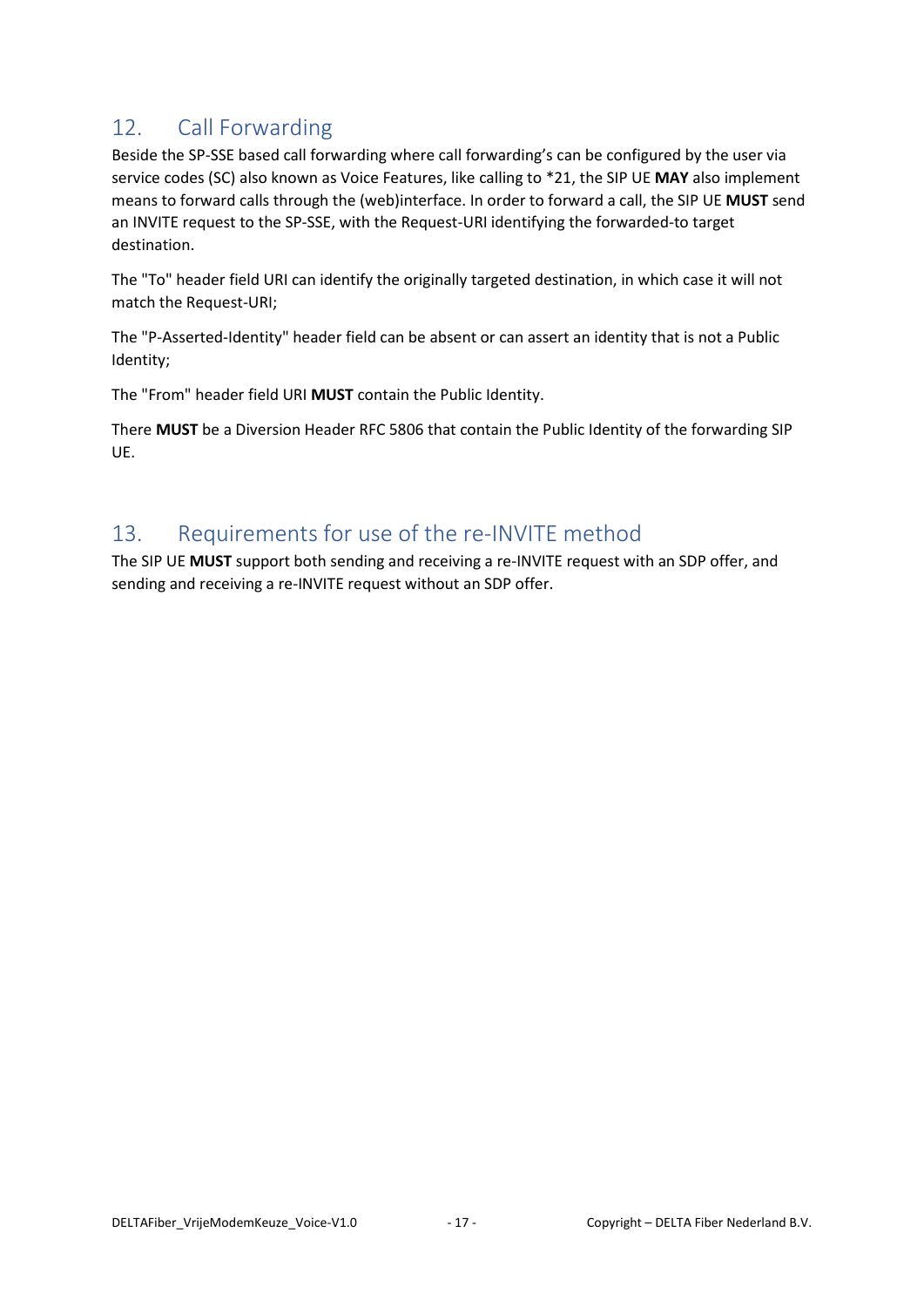## 12. Call Forwarding

Beside the SP-SSE based call forwarding where call forwarding's can be configured by the user via service codes (SC) also known as Voice Features, like calling to *21, the SIP UE **MAY** also implement means to forward calls through the (web)interface. In order to forward a call, the SIP UE **MUST** send an INVITE request to the SP-SSE, with the Request-URI identifying the forwarded-to target destination.

The "To" header field URI can identify the originally targeted destination, in which case it will not match the Request-URI;

The "P-Asserted-Identity" header field can be absent or can assert an identity that is not a Public Identity;

The "From" header field URI **MUST** contain the Public Identity.

There **MUST** be a Diversion Header RFC 5806 that contain the Public Identity of the forwarding SIP UE.

## 13. Requirements for use of the re-INVITE method

The SIP UE **MUST** support both sending and receiving a re-INVITE request with an SDP offer, and sending and receiving a re-INVITE request without an SDP offer.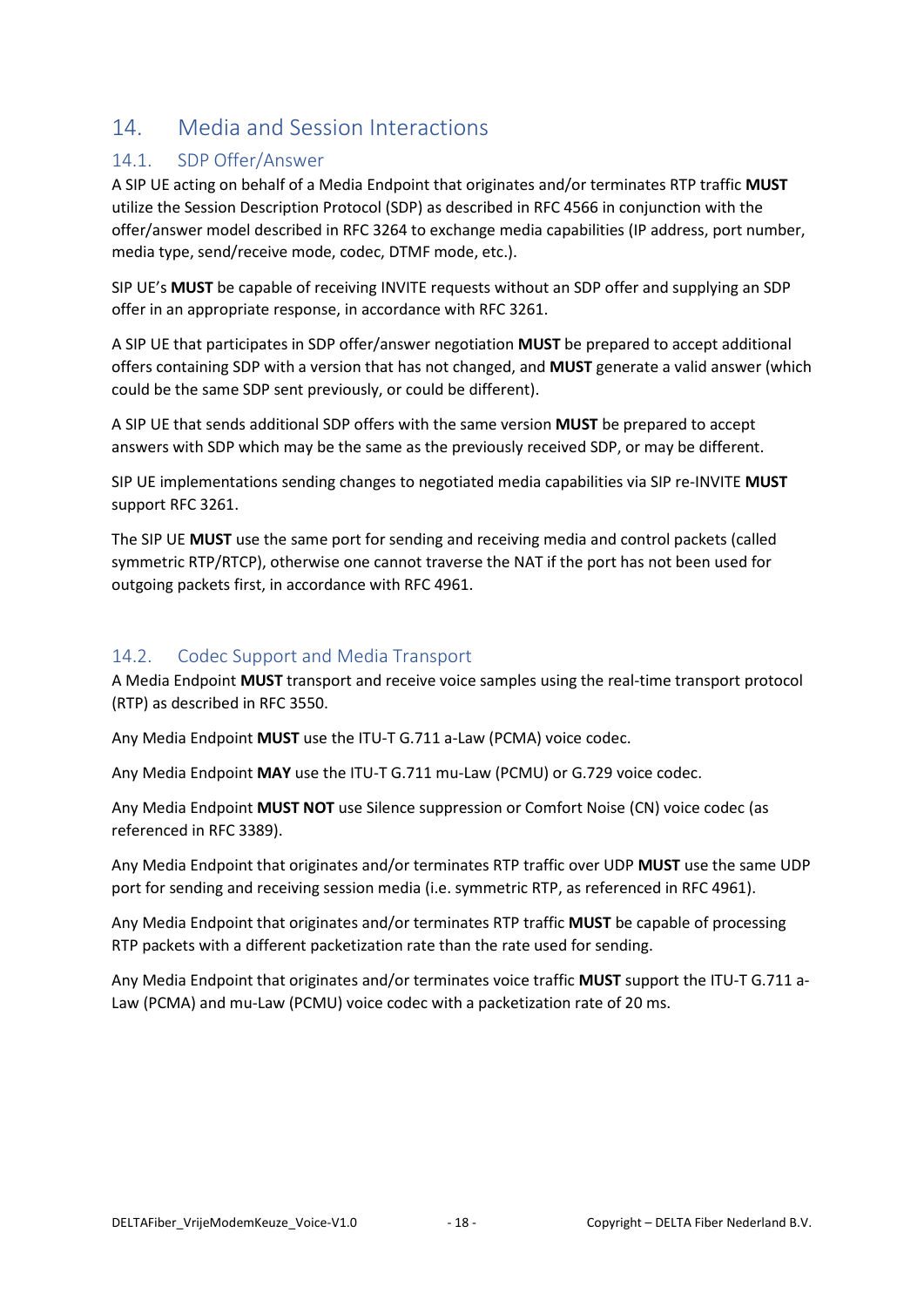# 14. Media and Session Interactions

## 14.1. SDP Offer/Answer

A SIP UE acting on behalf of a Media Endpoint that originates and/or terminates RTP traffic **MUST** utilize the Session Description Protocol (SDP) as described in RFC 4566 in conjunction with the offer/answer model described in RFC 3264 to exchange media capabilities (IP address, port number, media type, send/receive mode, codec, DTMF mode, etc.).

SIP UE's **MUST** be capable of receiving INVITE requests without an SDP offer and supplying an SDP offer in an appropriate response, in accordance with RFC 3261.

A SIP UE that participates in SDP offer/answer negotiation **MUST** be prepared to accept additional offers containing SDP with a version that has not changed, and **MUST** generate a valid answer (which could be the same SDP sent previously, or could be different).

A SIP UE that sends additional SDP offers with the same version **MUST** be prepared to accept answers with SDP which may be the same as the previously received SDP, or may be different.

SIP UE implementations sending changes to negotiated media capabilities via SIP re-INVITE **MUST** support RFC 3261.

The SIP UE **MUST** use the same port for sending and receiving media and control packets (called symmetric RTP/RTCP), otherwise one cannot traverse the NAT if the port has not been used for outgoing packets first, in accordance with RFC 4961.

## 14.2. Codec Support and Media Transport

A Media Endpoint **MUST** transport and receive voice samples using the real-time transport protocol (RTP) as described in RFC 3550.

Any Media Endpoint **MUST** use the ITU-T G.711 a-Law (PCMA) voice codec.

Any Media Endpoint **MAY** use the ITU-T G.711 mu-Law (PCMU) or G.729 voice codec.

Any Media Endpoint **MUST NOT** use Silence suppression or Comfort Noise (CN) voice codec (as referenced in RFC 3389).

Any Media Endpoint that originates and/or terminates RTP traffic over UDP **MUST** use the same UDP port for sending and receiving session media (i.e. symmetric RTP, as referenced in RFC 4961).

Any Media Endpoint that originates and/or terminates RTP traffic **MUST** be capable of processing RTP packets with a different packetization rate than the rate used for sending.

Any Media Endpoint that originates and/or terminates voice traffic **MUST** support the ITU-T G.711 a-Law (PCMA) and mu-Law (PCMU) voice codec with a packetization rate of 20 ms.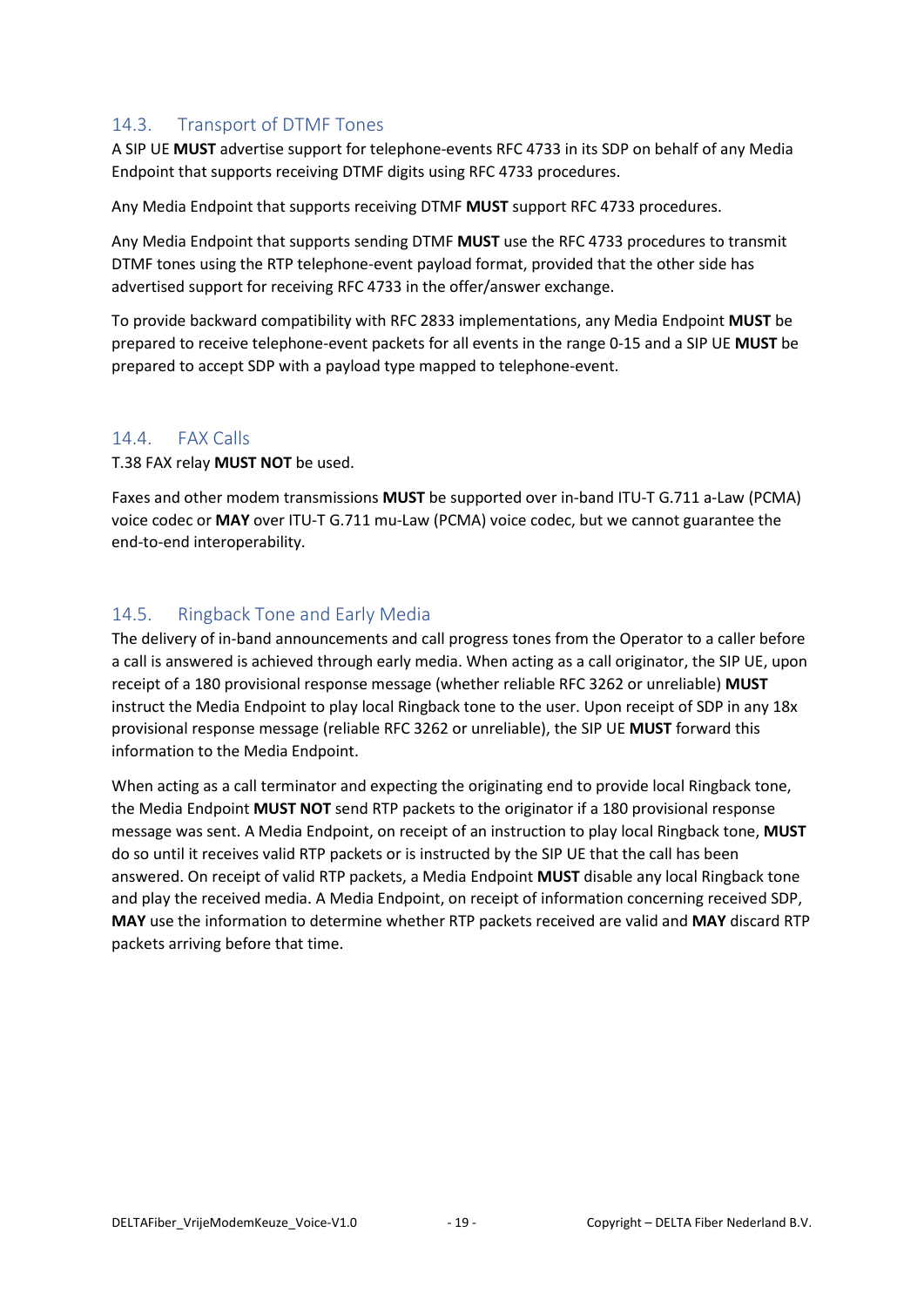## 14.3. Transport of DTMF Tones

A SIP UE **MUST** advertise support for telephone-events RFC 4733 in its SDP on behalf of any Media Endpoint that supports receiving DTMF digits using RFC 4733 procedures.

Any Media Endpoint that supports receiving DTMF **MUST** support RFC 4733 procedures.

Any Media Endpoint that supports sending DTMF **MUST** use the RFC 4733 procedures to transmit DTMF tones using the RTP telephone-event payload format, provided that the other side has advertised support for receiving RFC 4733 in the offer/answer exchange.

To provide backward compatibility with RFC 2833 implementations, any Media Endpoint **MUST** be prepared to receive telephone-event packets for all events in the range 0-15 and a SIP UE **MUST** be prepared to accept SDP with a payload type mapped to telephone-event.

## 14.4. FAX Calls

T.38 FAX relay **MUST NOT** be used.

Faxes and other modem transmissions **MUST** be supported over in-band ITU-T G.711 a-Law (PCMA) voice codec or **MAY** over ITU-T G.711 mu-Law (PCMA) voice codec, but we cannot guarantee the end-to-end interoperability.

## 14.5. Ringback Tone and Early Media

The delivery of in-band announcements and call progress tones from the Operator to a caller before a call is answered is achieved through early media. When acting as a call originator, the SIP UE, upon receipt of a 180 provisional response message (whether reliable RFC 3262 or unreliable) **MUST** instruct the Media Endpoint to play local Ringback tone to the user. Upon receipt of SDP in any 18x provisional response message (reliable RFC 3262 or unreliable), the SIP UE **MUST** forward this information to the Media Endpoint.

When acting as a call terminator and expecting the originating end to provide local Ringback tone, the Media Endpoint **MUST NOT** send RTP packets to the originator if a 180 provisional response message was sent. A Media Endpoint, on receipt of an instruction to play local Ringback tone, **MUST** do so until it receives valid RTP packets or is instructed by the SIP UE that the call has been answered. On receipt of valid RTP packets, a Media Endpoint **MUST** disable any local Ringback tone and play the received media. A Media Endpoint, on receipt of information concerning received SDP, **MAY** use the information to determine whether RTP packets received are valid and **MAY** discard RTP packets arriving before that time.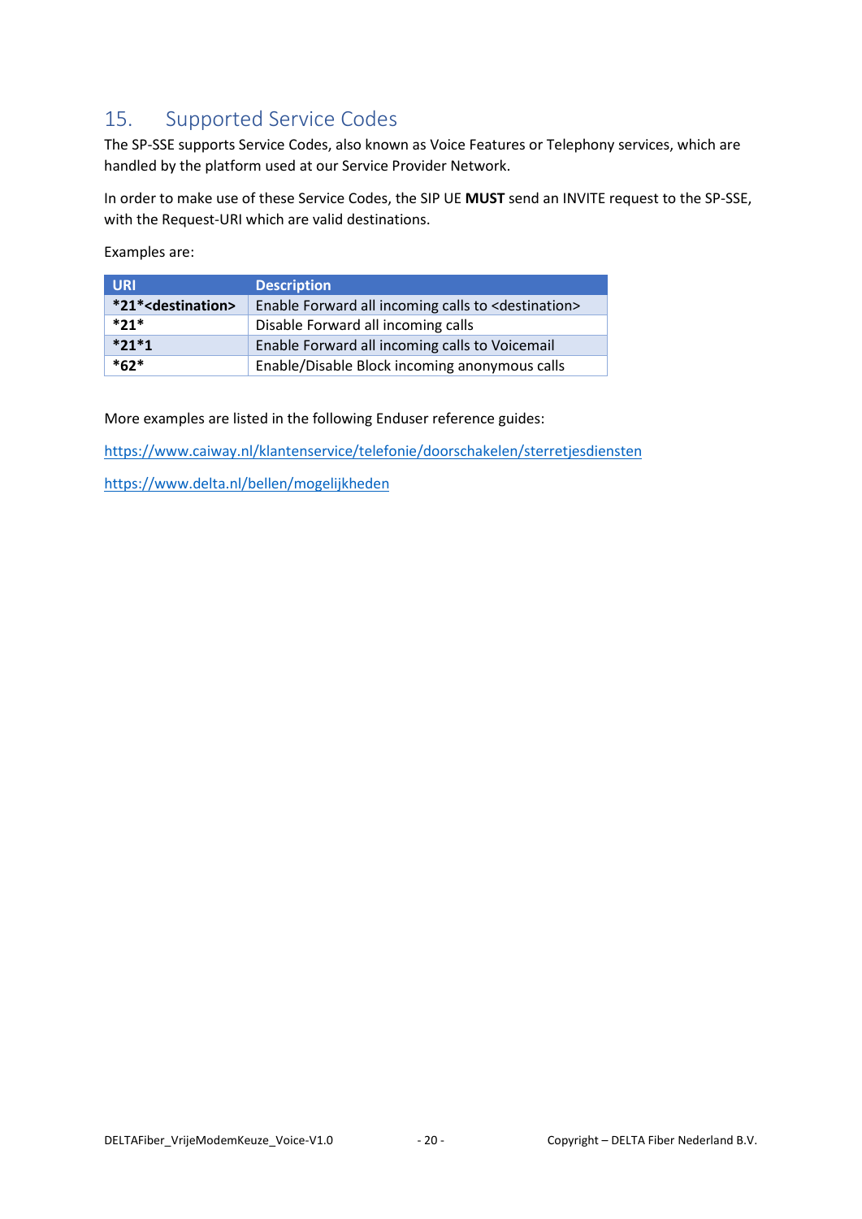# 15. Supported Service Codes

The SP-SSE supports Service Codes, also known as Voice Features or Telephony services, which are handled by the platform used at our Service Provider Network.

In order to make use of these Service Codes, the SIP UE **MUST** send an INVITE request to the SP-SSE, with the Request-URI which are valid destinations.

Examples are:

| URI | Description |
| --- | --- |
| ***21*<destination>** | Enable Forward all incoming calls to <destination> |
| ***21*** | Disable Forward all incoming calls |
| ***21*1** | Enable Forward all incoming calls to Voicemail |
| ***62*** | Enable/Disable Block incoming anonymous calls |

More examples are listed in the following Enduser reference guides:

https://www.caiway.nl/klantenservice/telefonie/doorschakelen/sterretjesdiensten

https://www.delta.nl/bellen/mogelijkheden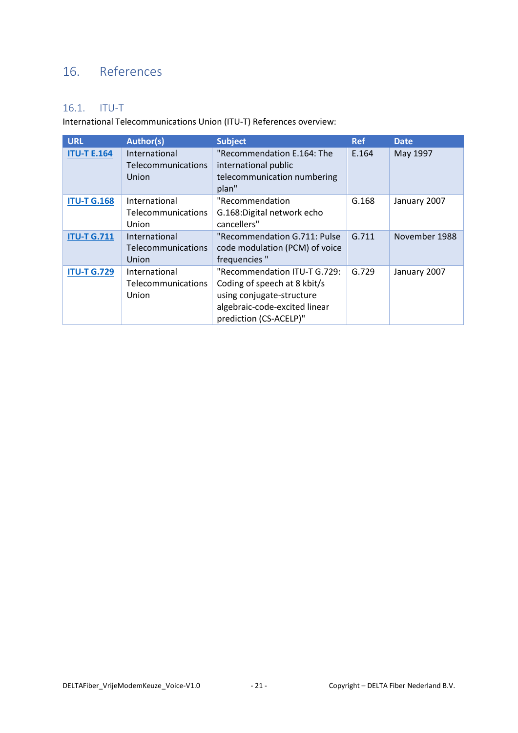# 16. References

## 16.1. ITU-T

International Telecommunications Union (ITU-T) References overview:

| URL | Author(s) | Subject | Ref | Date |
|---|---|---|---|---|
| **ITU-T E.164** | International Telecommunications Union | "Recommendation E.164: The international public telecommunication numbering plan" | E.164 | May 1997 |
| **ITU-T G.168** | International Telecommunications Union | "Recommendation G.168:Digital network echo cancellers" | G.168 | January 2007 |
| **ITU-T G.711** | International Telecommunications Union | "Recommendation G.711: Pulse code modulation (PCM) of voice frequencies " | G.711 | November 1988 |
| **ITU-T G.729** | International Telecommunications Union | "Recommendation ITU-T G.729: Coding of speech at 8 kbit/s using conjugate-structure algebraic-code-excited linear prediction (CS-ACELP)" | G.729 | January 2007 |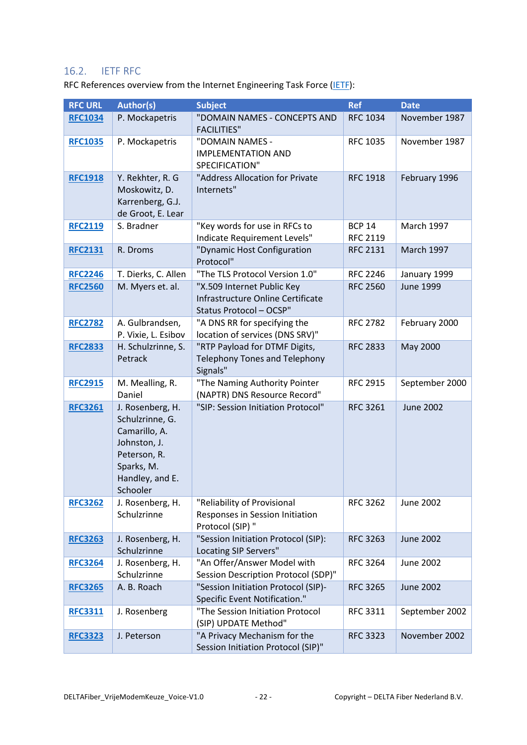## 16.2. IETF RFC

RFC References overview from the Internet Engineering Task Force (IETF):

| RFC URL | Author(s) | Subject | Ref | Date |
|---|---|---|---|---|
| RFC1034 | P. Mockapetris | "DOMAIN NAMES - CONCEPTS AND FACILITIES" | RFC 1034 | November 1987 |
| RFC1035 | P. Mockapetris | "DOMAIN NAMES - IMPLEMENTATION AND SPECIFICATION" | RFC 1035 | November 1987 |
| RFC1918 | Y. Rekhter, R. G Moskowitz, D. Karrenberg, G.J. de Groot, E. Lear | "Address Allocation for Private Internets" | RFC 1918 | February 1996 |
| RFC2119 | S. Bradner | "Key words for use in RFCs to Indicate Requirement Levels" | BCP 14 RFC 2119 | March 1997 |
| RFC2131 | R. Droms | "Dynamic Host Configuration Protocol" | RFC 2131 | March 1997 |
| RFC2246 | T. Dierks, C. Allen | "The TLS Protocol Version 1.0" | RFC 2246 | January 1999 |
| RFC2560 | M. Myers et. al. | "X.509 Internet Public Key Infrastructure Online Certificate Status Protocol – OCSP" | RFC 2560 | June 1999 |
| RFC2782 | A. Gulbrandsen, P. Vixie, L. Esibov | "A DNS RR for specifying the location of services (DNS SRV)" | RFC 2782 | February 2000 |
| RFC2833 | H. Schulzrinne, S. Petrack | "RTP Payload for DTMF Digits, Telephony Tones and Telephony Signals" | RFC 2833 | May 2000 |
| RFC2915 | M. Mealling, R. Daniel | "The Naming Authority Pointer (NAPTR) DNS Resource Record" | RFC 2915 | September 2000 |
| RFC3261 | J. Rosenberg, H. Schulzrinne, G. Camarillo, A. Johnston, J. Peterson, R. Sparks, M. Handley, and E. Schooler | "SIP: Session Initiation Protocol" | RFC 3261 | June 2002 |
| RFC3262 | J. Rosenberg, H. Schulzrinne | "Reliability of Provisional Responses in Session Initiation Protocol (SIP) " | RFC 3262 | June 2002 |
| RFC3263 | J. Rosenberg, H. Schulzrinne | "Session Initiation Protocol (SIP): Locating SIP Servers" | RFC 3263 | June 2002 |
| RFC3264 | J. Rosenberg, H. Schulzrinne | "An Offer/Answer Model with Session Description Protocol (SDP)" | RFC 3264 | June 2002 |
| RFC3265 | A. B. Roach | "Session Initiation Protocol (SIP)-Specific Event Notification." | RFC 3265 | June 2002 |
| RFC3311 | J. Rosenberg | "The Session Initiation Protocol (SIP) UPDATE Method" | RFC 3311 | September 2002 |
| RFC3323 | J. Peterson | "A Privacy Mechanism for the Session Initiation Protocol (SIP)" | RFC 3323 | November 2002 |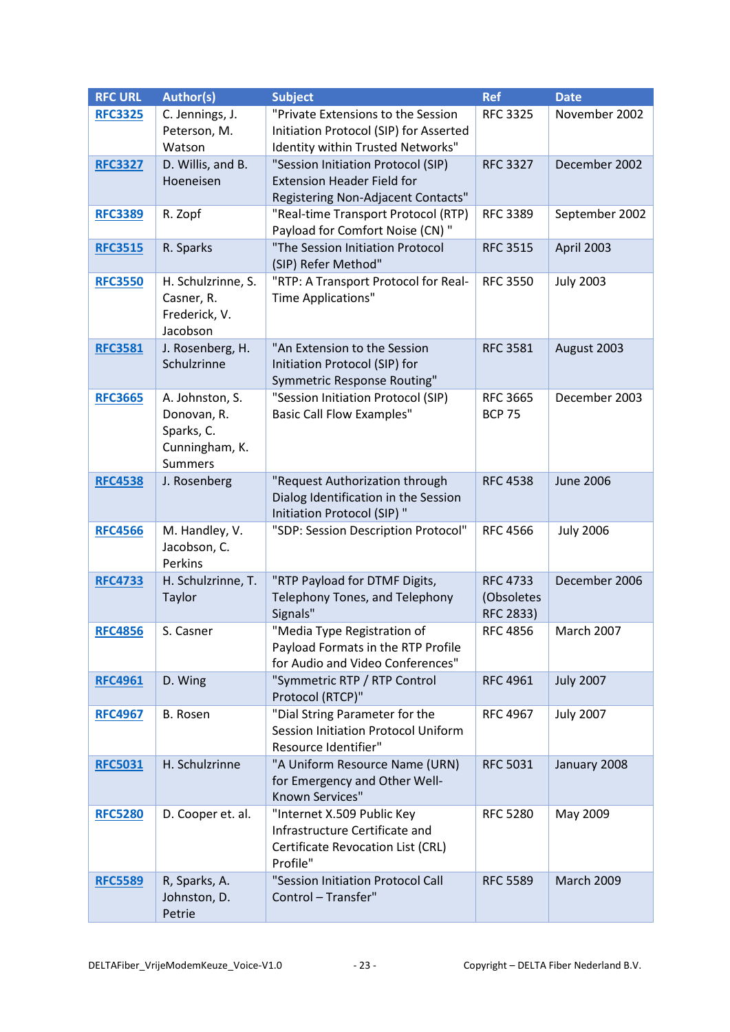| RFC URL | Author(s) | Subject | Ref | Date |
|---|---|---|---|---|
| RFC3325 | C. Jennings, J. Peterson, M. Watson | "Private Extensions to the Session Initiation Protocol (SIP) for Asserted Identity within Trusted Networks" | RFC 3325 | November 2002 |
| RFC3327 | D. Willis, and B. Hoeneisen | "Session Initiation Protocol (SIP) Extension Header Field for Registering Non-Adjacent Contacts" | RFC 3327 | December 2002 |
| RFC3389 | R. Zopf | "Real-time Transport Protocol (RTP) Payload for Comfort Noise (CN) " | RFC 3389 | September 2002 |
| RFC3515 | R. Sparks | "The Session Initiation Protocol (SIP) Refer Method" | RFC 3515 | April 2003 |
| RFC3550 | H. Schulzrinne, S. Casner, R. Frederick, V. Jacobson | "RTP: A Transport Protocol for Real-Time Applications" | RFC 3550 | July 2003 |
| RFC3581 | J. Rosenberg, H. Schulzrinne | "An Extension to the Session Initiation Protocol (SIP) for Symmetric Response Routing" | RFC 3581 | August 2003 |
| RFC3665 | A. Johnston, S. Donovan, R. Sparks, C. Cunningham, K. Summers | "Session Initiation Protocol (SIP) Basic Call Flow Examples" | RFC 3665 BCP 75 | December 2003 |
| RFC4538 | J. Rosenberg | "Request Authorization through Dialog Identification in the Session Initiation Protocol (SIP) " | RFC 4538 | June 2006 |
| RFC4566 | M. Handley, V. Jacobson, C. Perkins | "SDP: Session Description Protocol" | RFC 4566 | July 2006 |
| RFC4733 | H. Schulzrinne, T. Taylor | "RTP Payload for DTMF Digits, Telephony Tones, and Telephony Signals" | RFC 4733 (Obsoletes RFC 2833) | December 2006 |
| RFC4856 | S. Casner | "Media Type Registration of Payload Formats in the RTP Profile for Audio and Video Conferences" | RFC 4856 | March 2007 |
| RFC4961 | D. Wing | "Symmetric RTP / RTP Control Protocol (RTCP)" | RFC 4961 | July 2007 |
| RFC4967 | B. Rosen | "Dial String Parameter for the Session Initiation Protocol Uniform Resource Identifier" | RFC 4967 | July 2007 |
| RFC5031 | H. Schulzrinne | "A Uniform Resource Name (URN) for Emergency and Other Well-Known Services" | RFC 5031 | January 2008 |
| RFC5280 | D. Cooper et. al. | "Internet X.509 Public Key Infrastructure Certificate and Certificate Revocation List (CRL) Profile" | RFC 5280 | May 2009 |
| RFC5589 | R, Sparks, A. Johnston, D. Petrie | "Session Initiation Protocol Call Control – Transfer" | RFC 5589 | March 2009 |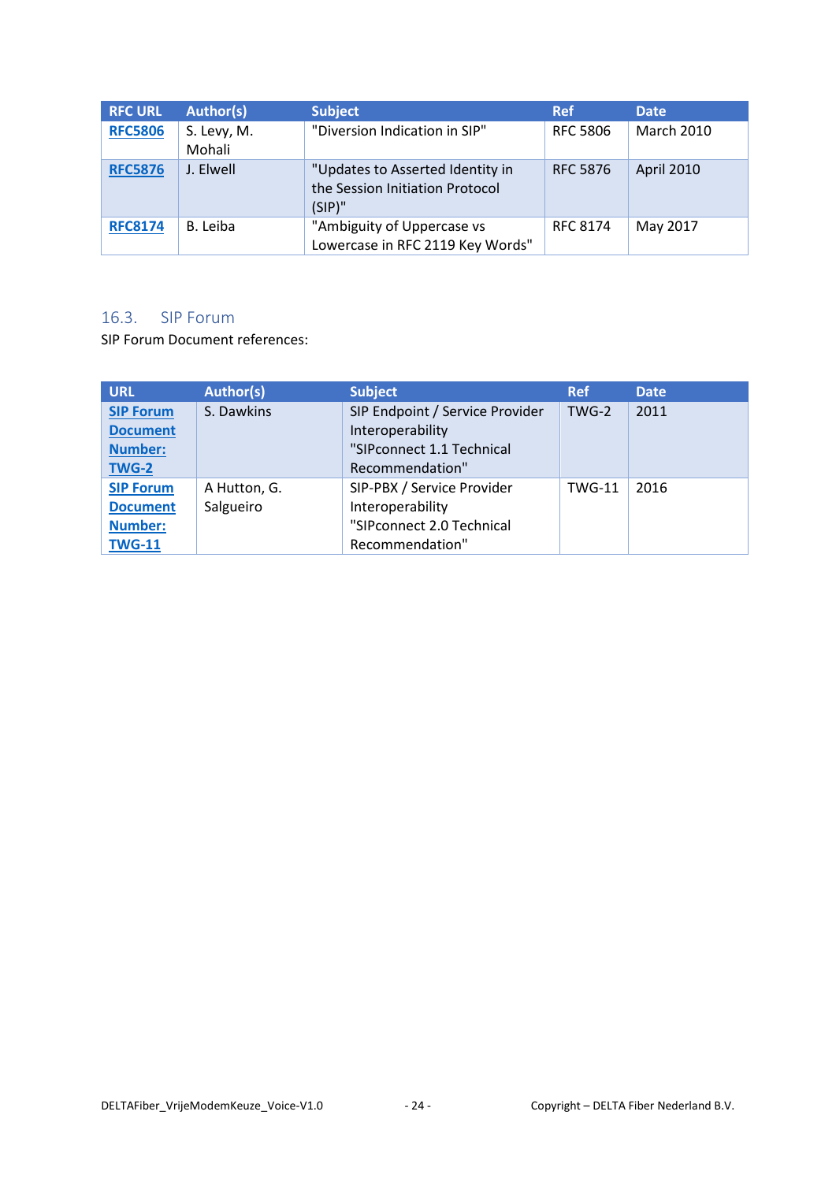| RFC URL | Author(s) | Subject | Ref | Date |
|---|---|---|---|---|
| **RFC5806** | S. Levy, M. Mohali | "Diversion Indication in SIP" | RFC 5806 | March 2010 |
| **RFC5876** | J. Elwell | "Updates to Asserted Identity in the Session Initiation Protocol (SIP)" | RFC 5876 | April 2010 |
| **RFC8174** | B. Leiba | "Ambiguity of Uppercase vs Lowercase in RFC 2119 Key Words" | RFC 8174 | May 2017 |

## 16.3. SIP Forum

SIP Forum Document references:

| URL | Author(s) | Subject | Ref | Date |
|---|---|---|---|---|
| **SIP Forum Document Number: TWG-2** | S. Dawkins | SIP Endpoint / Service Provider Interoperability "SIPconnect 1.1 Technical Recommendation" | TWG-2 | 2011 |
| **SIP Forum Document Number: TWG-11** | A Hutton, G. Salgueiro | SIP-PBX / Service Provider Interoperability "SIPconnect 2.0 Technical Recommendation" | TWG-11 | 2016 |